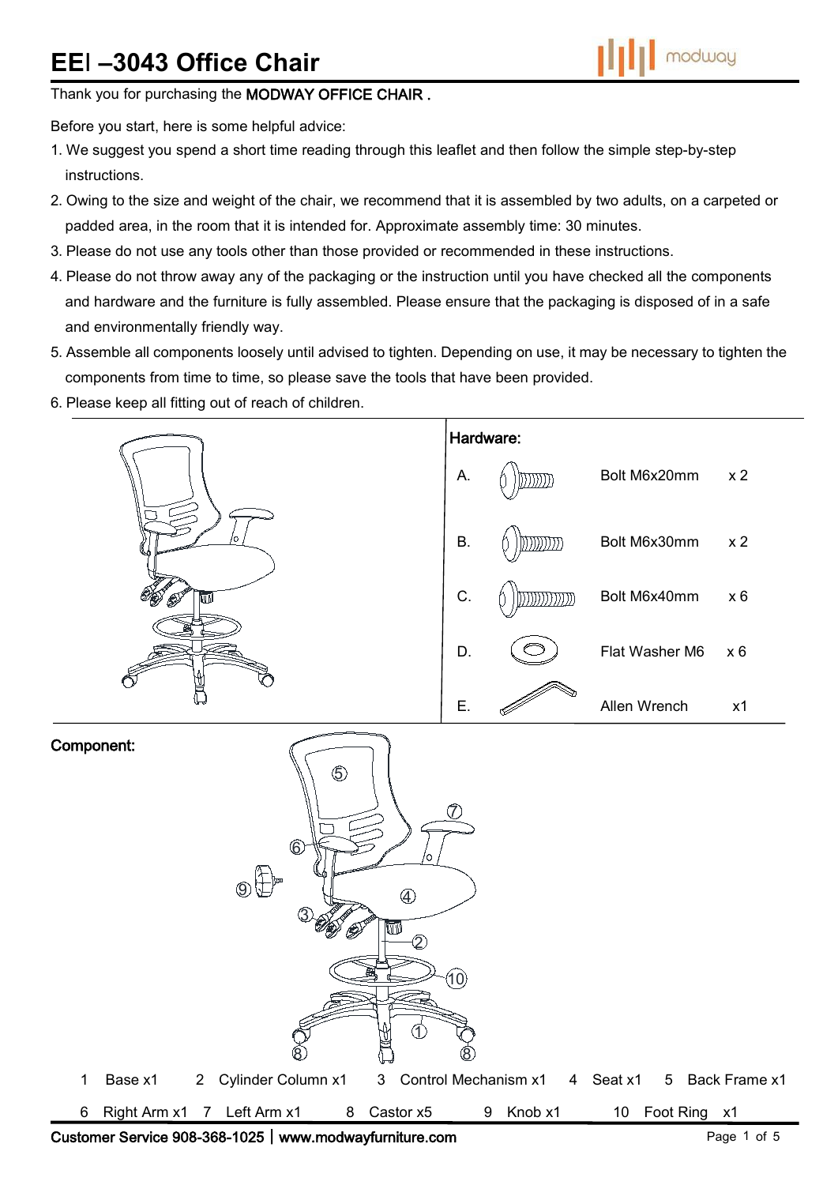# EEI –3043 Office Chair

Thank you for purchasing the **MODWAY OFFICE CHAIR .**

Before you start, here is some helpful advice:

1. We suggest you spend a short time reading through this leaflet and then follow the simple step-by-step instructions.
2. Owing to the size and weight of the chair, we recommend that it is assembled by two adults, on a carpeted or padded area, in the room that it is intended for. Approximate assembly time: 30 minutes.
3. Please do not use any tools other than those provided or recommended in these instructions.
4. Please do not throw away any of the packaging or the instruction until you have checked all the components and hardware and the furniture is fully assembled. Please ensure that the packaging is disposed of in a safe and environmentally friendly way.
5. Assemble all components loosely until advised to tighten. Depending on use, it may be necessary to tighten the components from time to time, so please save the tools that have been provided.
6. Please keep all fitting out of reach of children.

## Hardware:

| | | |
|---|---|---|
| A. | Bolt M6x20mm | x 2 |
| B. | Bolt M6x30mm | x 2 |
| C. | Bolt M6x40mm | x 6 |
| D. | Flat Washer M6 | x 6 |
| E. | Allen Wrench | x1 |

## Component:

1 Base x1
2 Cylinder Column x1
3 Control Mechanism x1
4 Seat x1
5 Back Frame x1
6 Right Arm x1
7 Left Arm x1
8 Castor x5
9 Knob x1
10 Foot Ring x1

Customer Service 908-368-1025 | www.modwayfurniture.com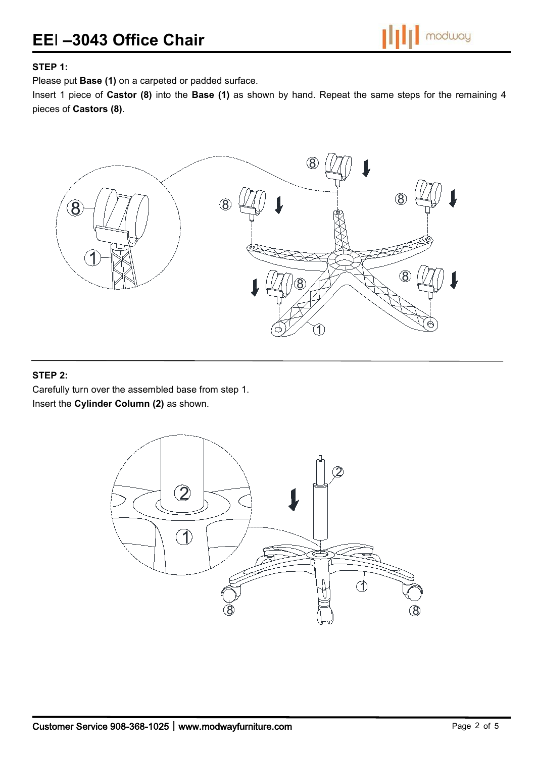**STEP 1:**

Please put **Base (1)** on a carpeted or padded surface.

Insert 1 piece of **Castor (8)** into the **Base (1)** as shown by hand. Repeat the same steps for the remaining 4 pieces of **Castors (8)**.

**STEP 2:**

Carefully turn over the assembled base from step 1.

Insert the **Cylinder Column (2)** as shown.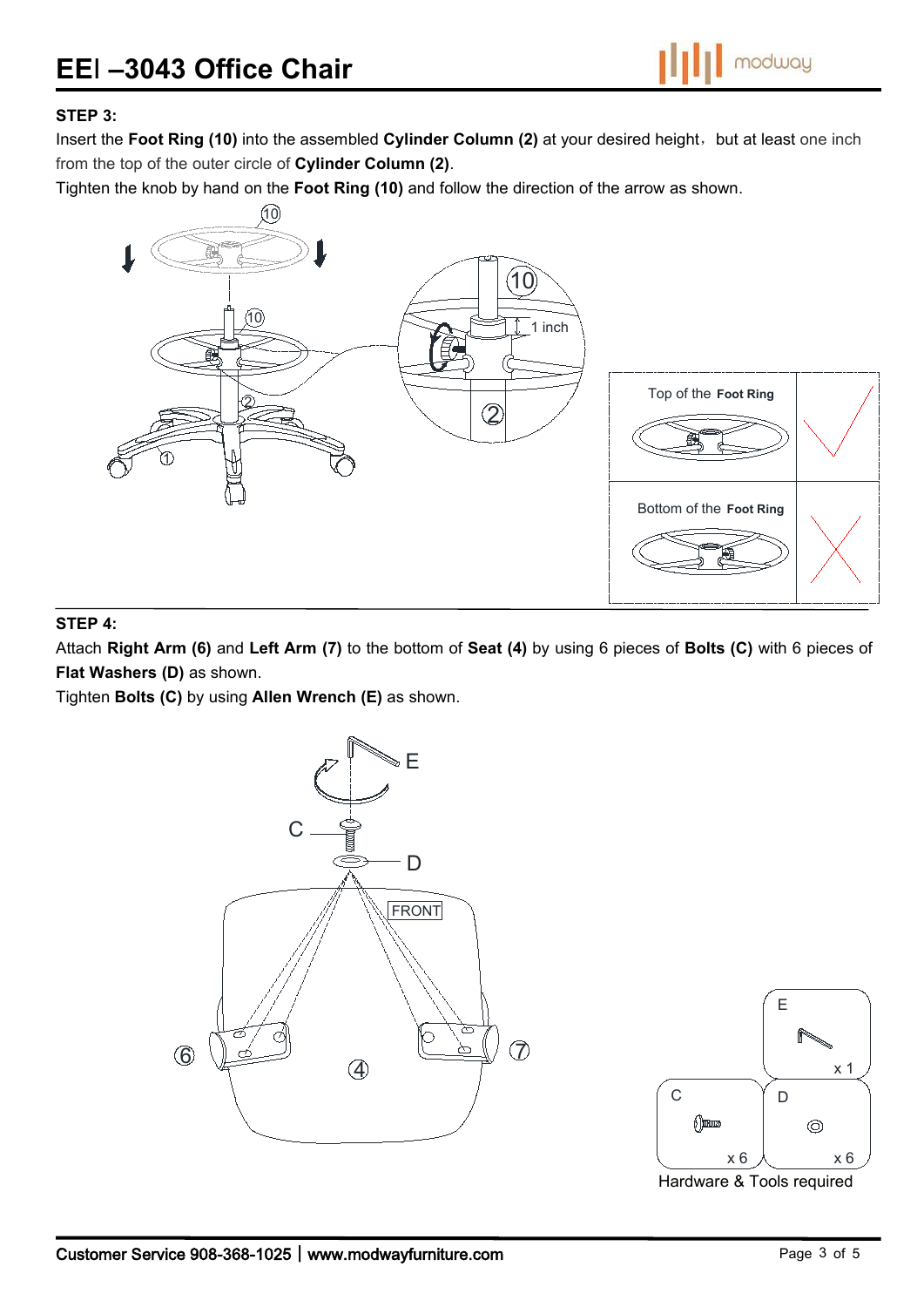# EEI –3043 Office Chair

**STEP 3:**

Insert the **Foot Ring (10)** into the assembled **Cylinder Column (2)** at your desired height，but at least one inch from the top of the outer circle of **Cylinder Column (2)**.

Tighten the knob by hand on the **Foot Ring (10)** and follow the direction of the arrow as shown.

1 inch

| Top of the **Foot Ring** | ✓ |
|---|---|
| Bottom of the **Foot Ring** | ✗ |

**STEP 4:**

Attach **Right Arm (6)** and **Left Arm (7)** to the bottom of **Seat (4)** by using 6 pieces of **Bolts (C)** with 6 pieces of **Flat Washers (D)** as shown.

Tighten **Bolts (C)** by using **Allen Wrench (E)** as shown.

FRONT

| | |
|---|---|
| E x 1 | |
| C x 6 | D x 6 |

Hardware & Tools required

Customer Service 908-368-1025 | www.modwayfurniture.com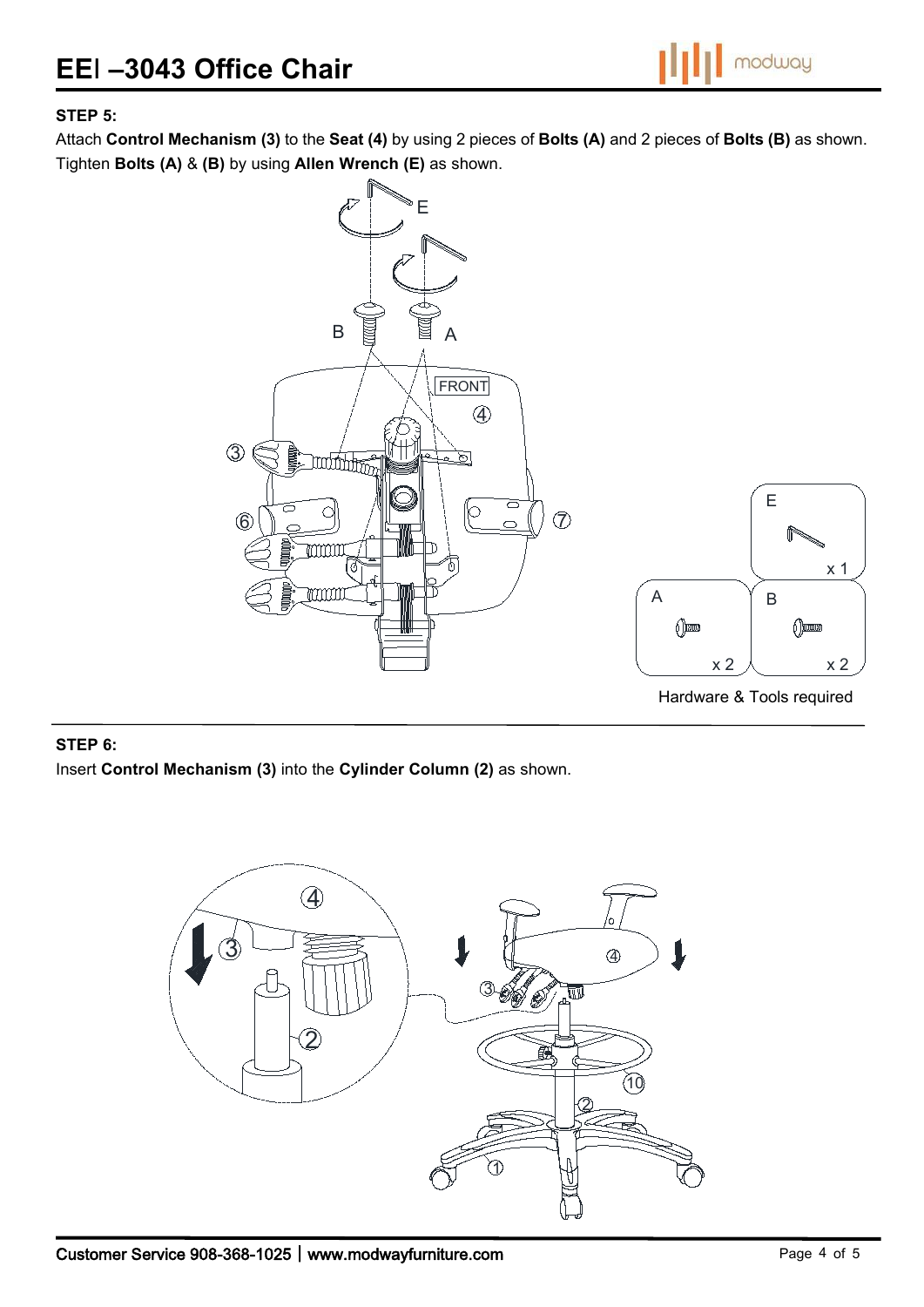### STEP 5:

Attach **Control Mechanism (3)** to the **Seat (4)** by using 2 pieces of **Bolts (A)** and 2 pieces of **Bolts (B)** as shown. Tighten **Bolts (A)** & **(B)** by using **Allen Wrench (E)** as shown.

Hardware & Tools required

| Item | Quantity |
| --- | --- |
| E | x 1 |
| A | x 2 |
| B | x 2 |

### STEP 6:

Insert **Control Mechanism (3)** into the **Cylinder Column (2)** as shown.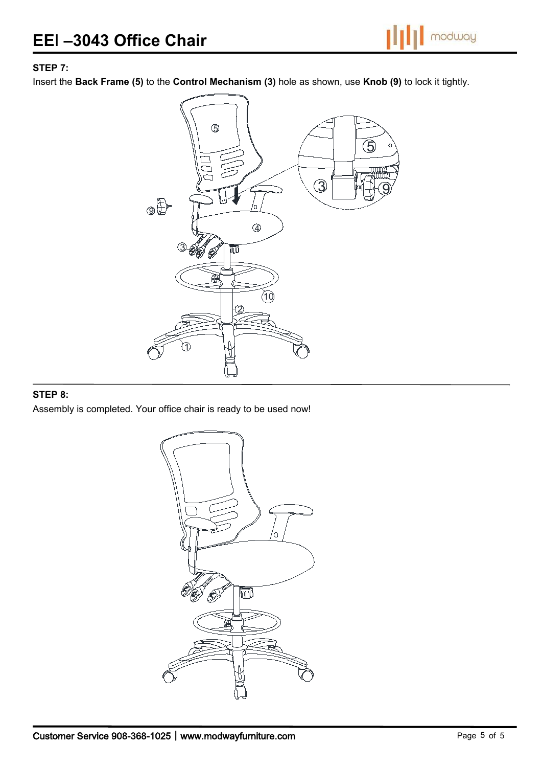**STEP 7:**

Insert the **Back Frame (5)** to the **Control Mechanism (3)** hole as shown, use **Knob (9)** to lock it tightly.

**STEP 8:**

Assembly is completed. Your office chair is ready to be used now!